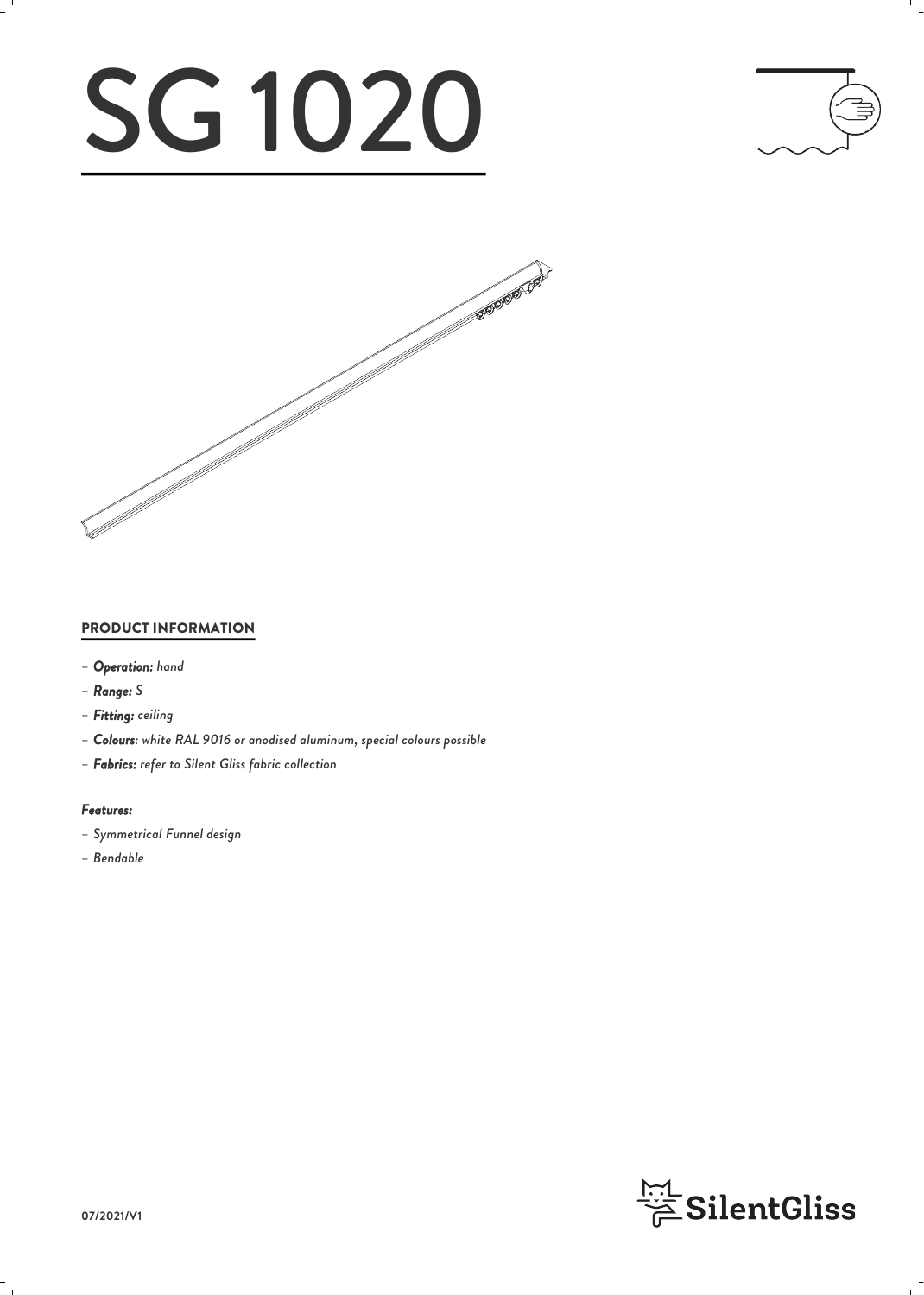# SG 1020

## PRODUCT INFORMATION

- *Operation: hand*
- *Range: S*
- *Fitting: ceiling*
- *Colours: white RAL 9016 or anodised aluminum, special colours possible*
- *Fabrics: refer to Silent Gliss fabric collection*

### *Features:*

- *Symmetrical Funnel design*
- *Bendable*

07/2021/V1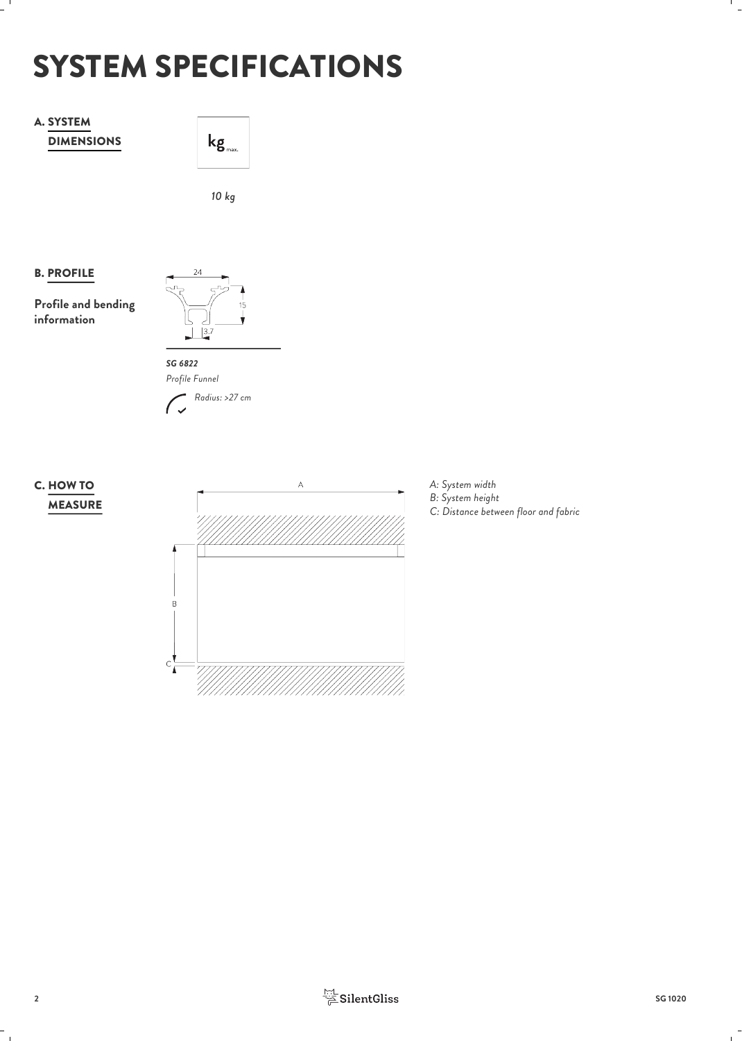# SYSTEM SPECIFICATIONS

## A. SYSTEM DIMENSIONS

kg max.

*10 kg*

## B. PROFILE

**Profile and bending information**

24

15

3.7

***SG 6822***

*Profile Funnel*

*Radius: >27 cm*

## C. HOW TO MEASURE

A

B

C

*A: System width*
*B: System height*
*C: Distance between floor and fabric*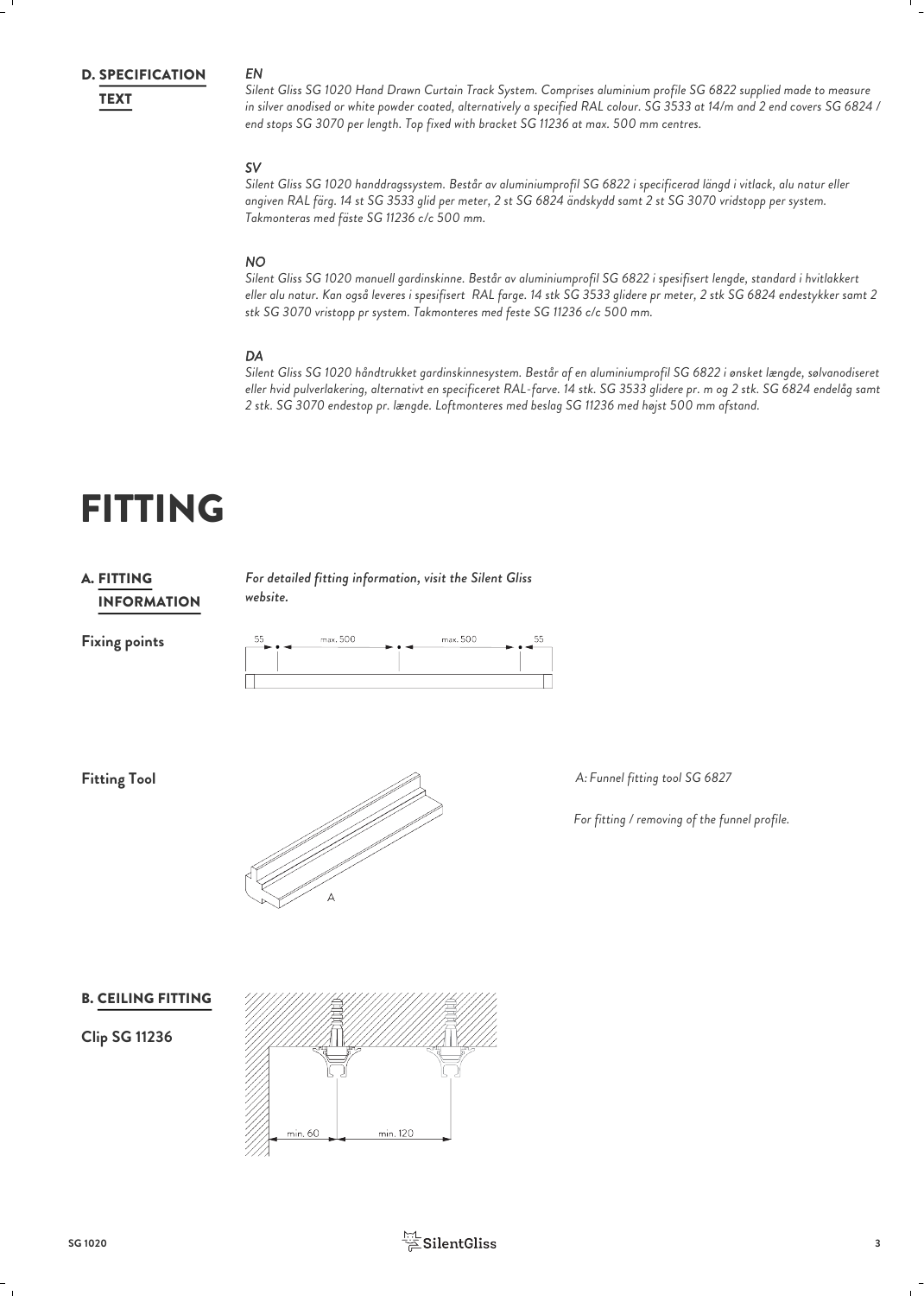## D. SPECIFICATION TEXT

*EN*

*Silent Gliss SG 1020 Hand Drawn Curtain Track System. Comprises aluminium profile SG 6822 supplied made to measure in silver anodised or white powder coated, alternatively a specified RAL colour. SG 3533 at 14/m and 2 end covers SG 6824 / end stops SG 3070 per length. Top fixed with bracket SG 11236 at max. 500 mm centres.*

*SV*

*Silent Gliss SG 1020 handdragssystem. Består av aluminiumprofil SG 6822 i specificerad längd i vitlack, alu natur eller angiven RAL färg. 14 st SG 3533 glid per meter, 2 st SG 6824 ändskydd samt 2 st SG 3070 vridstopp per system. Takmonteras med fäste SG 11236 c/c 500 mm.*

*NO*

*Silent Gliss SG 1020 manuell gardinskinne. Består av aluminiumprofil SG 6822 i spesifisert lengde, standard i hvitlakkert eller alu natur. Kan også leveres i spesifisert RAL farge. 14 stk SG 3533 glidere pr meter, 2 stk SG 6824 endestykker samt 2 stk SG 3070 vristopp pr system. Takmonteres med feste SG 11236 c/c 500 mm.*

*DA*

*Silent Gliss SG 1020 håndtrukket gardinskinnesystem. Består af en aluminiumprofil SG 6822 i ønsket længde, sølvanodiseret eller hvid pulverlakering, alternativt en specificeret RAL-farve. 14 stk. SG 3533 glidere pr. m og 2 stk. SG 6824 endelåg samt 2 stk. SG 3070 endestop pr. længde. Loftmonteres med beslag SG 11236 med højst 500 mm afstand.*

# FITTING

## A. FITTING INFORMATION

*For detailed fitting information, visit the Silent Gliss website.*

**Fixing points**

55 — max. 500 — max. 500 — 55

**Fitting Tool**

A

*A: Funnel fitting tool SG 6827*

*For fitting / removing of the funnel profile.*

## B. CEILING FITTING

**Clip SG 11236**

min. 60 — min. 120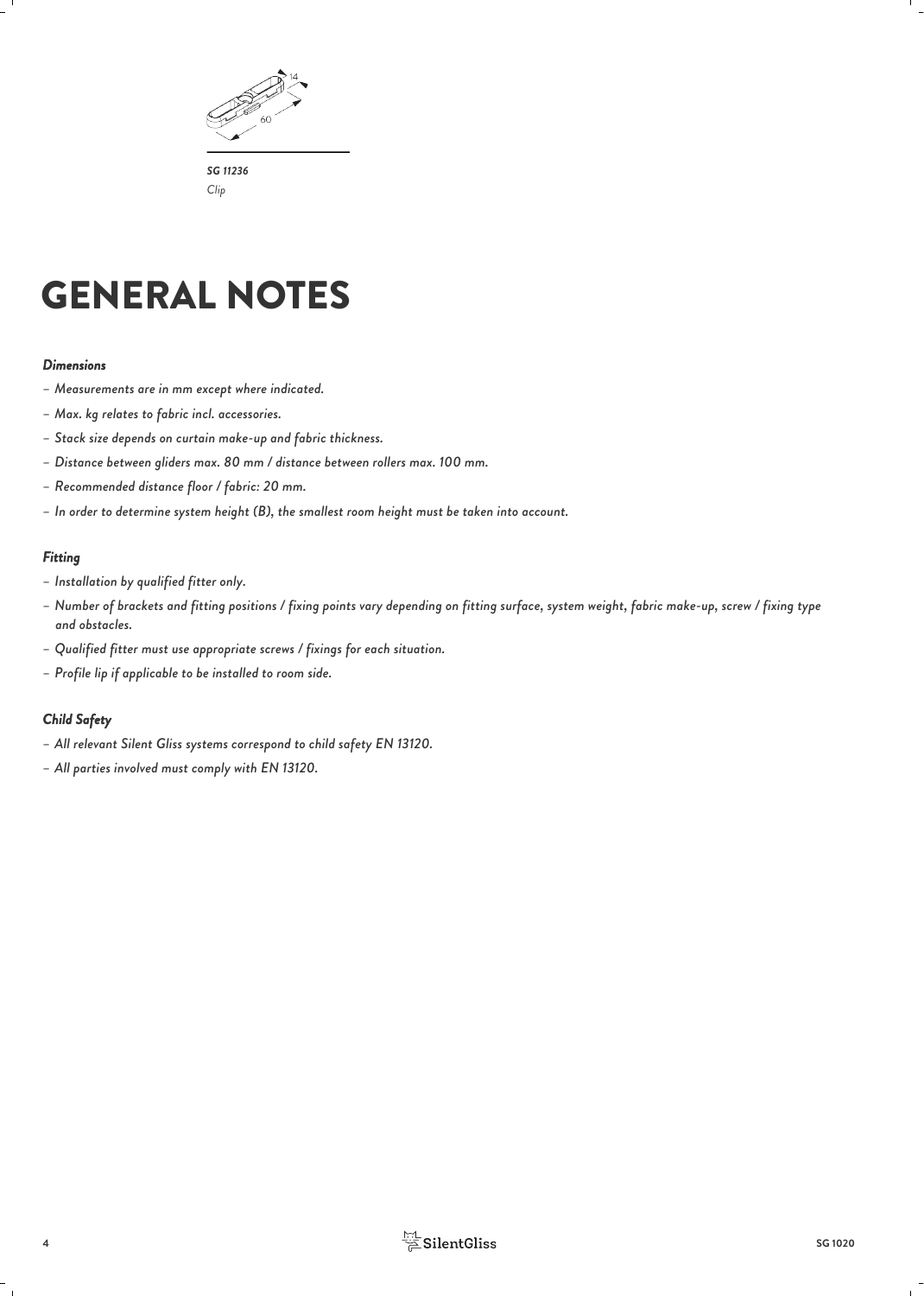*SG 11236*
*Clip*

# GENERAL NOTES

### *Dimensions*

- *Measurements are in mm except where indicated.*
- *Max. kg relates to fabric incl. accessories.*
- *Stack size depends on curtain make-up and fabric thickness.*
- *Distance between gliders max. 80 mm / distance between rollers max. 100 mm.*
- *Recommended distance floor / fabric: 20 mm.*
- *In order to determine system height (B), the smallest room height must be taken into account.*

### *Fitting*

- *Installation by qualified fitter only.*
- *Number of brackets and fitting positions / fixing points vary depending on fitting surface, system weight, fabric make-up, screw / fixing type and obstacles.*
- *Qualified fitter must use appropriate screws / fixings for each situation.*
- *Profile lip if applicable to be installed to room side.*

### *Child Safety*

- *All relevant Silent Gliss systems correspond to child safety EN 13120.*
- *All parties involved must comply with EN 13120.*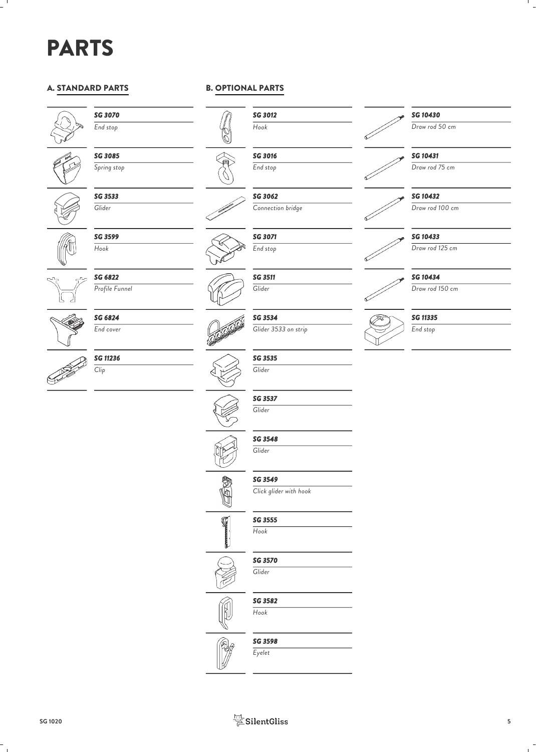# PARTS

## A. STANDARD PARTS

| Part no. | Description |
| --- | --- |
| *SG 3070* | *End stop* |
| *SG 3085* | *Spring stop* |
| *SG 3533* | *Glider* |
| *SG 3599* | *Hook* |
| *SG 6822* | *Profile Funnel* |
| *SG 6824* | *End cover* |
| *SG 11236* | *Clip* |

## B. OPTIONAL PARTS

| Part no. | Description |
| --- | --- |
| *SG 3012* | *Hook* |
| *SG 3016* | *End stop* |
| *SG 3062* | *Connection bridge* |
| *SG 3071* | *End stop* |
| *SG 3511* | *Glider* |
| *SG 3534* | *Glider 3533 on strip* |
| *SG 3535* | *Glider* |
| *SG 3537* | *Glider* |
| *SG 3548* | *Glider* |
| *SG 3549* | *Click glider with hook* |
| *SG 3555* | *Hook* |
| *SG 3570* | *Glider* |
| *SG 3582* | *Hook* |
| *SG 3598* | *Eyelet* |
| *SG 10430* | *Draw rod 50 cm* |
| *SG 10431* | *Draw rod 75 cm* |
| *SG 10432* | *Draw rod 100 cm* |
| *SG 10433* | *Draw rod 125 cm* |
| *SG 10434* | *Draw rod 150 cm* |
| *SG 11335* | *End stop* |